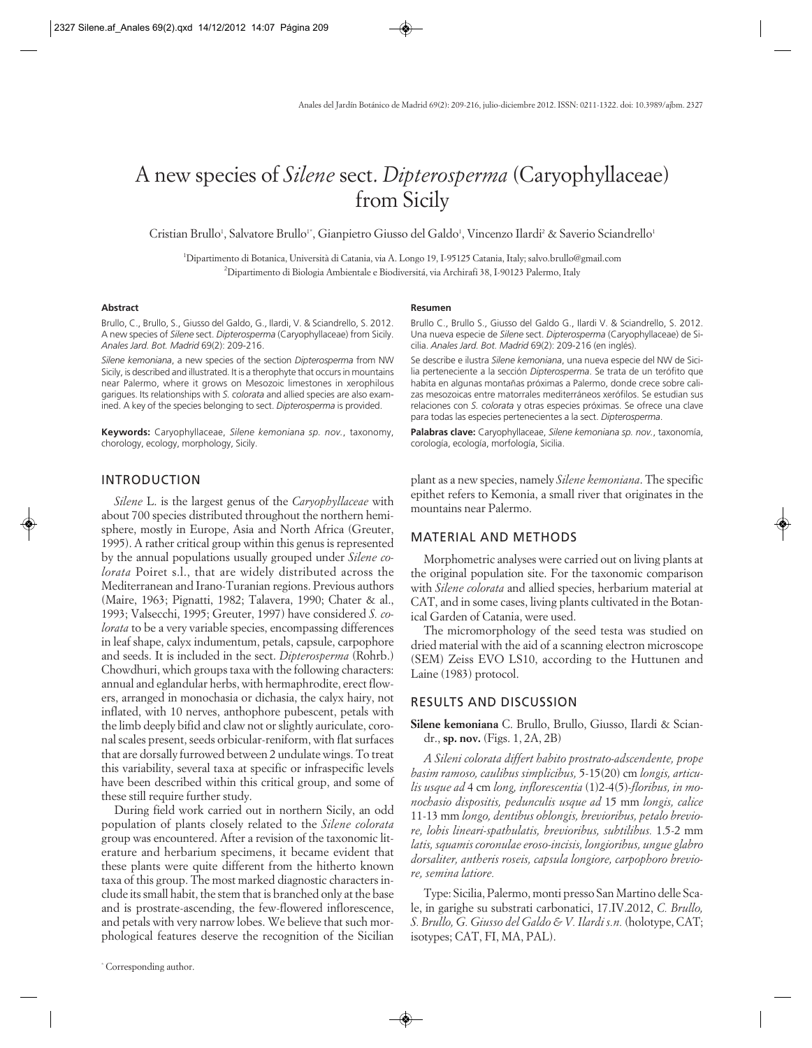# A new species of *Silene* sect. *Dipterosperma* (Caryophyllaceae) from Sicily

Cristian Brullo[1], Salvatore Brullo[1*], Gianpietro Giusso del Galdo[1], Vincenzo Ilardi[2] & Saverio Sciandrello[1]

[1]Dipartimento di Botanica, Università di Catania, via A. Longo 19, I-95125 Catania, Italy; salvo.brullo@gmail.com

[2]Dipartimento di Biologia Ambientale e Biodiversitá, via Archirafi 38, I-90123 Palermo, Italy

**Abstract**

Brullo, C., Brullo, S., Giusso del Galdo, G., Ilardi, V. & Sciandrello, S. 2012. A new species of *Silene* sect. *Dipterosperma* (Caryophyllaceae) from Sicily. *Anales Jard. Bot. Madrid* 69(2): 209-216.

*Silene kemoniana*, a new species of the section *Dipterosperma* from NW Sicily, is described and illustrated. It is a therophyte that occurs in mountains near Palermo, where it grows on Mesozoic limestones in xerophilous garigues. Its relationships with *S. colorata* and allied species are also examined. A key of the species belonging to sect. *Dipterosperma* is provided.

**Keywords:** Caryophyllaceae, *Silene kemoniana sp. nov.*, taxonomy, chorology, ecology, morphology, Sicily.

**Resumen**

Brullo C., Brullo S., Giusso del Galdo G., Ilardi V. & Sciandrello, S. 2012. Una nueva especie de *Silene* sect. *Dipterosperma* (Caryophyllaceae) de Sicilia. *Anales Jard. Bot. Madrid* 69(2): 209-216 (en inglés).

Se describe e ilustra *Silene kemoniana*, una nueva especie del NW de Sicilia perteneciente a la sección *Dipterosperma*. Se trata de un terófito que habita en algunas montañas próximas a Palermo, donde crece sobre calizas mesozoicas entre matorrales mediterráneos xerófilos. Se estudian sus relaciones con *S. colorata* y otras especies próximas. Se ofrece una clave para todas las especies pertenecientes a la sect. *Dipterosperma*.

**Palabras clave:** Caryophyllaceae, *Silene kemoniana sp. nov.*, taxonomía, corología, ecología, morfología, Sicilia.

## INTRODUCTION

*Silene* L. is the largest genus of the *Caryophyllaceae* with about 700 species distributed throughout the northern hemisphere, mostly in Europe, Asia and North Africa (Greuter, 1995). A rather critical group within this genus is represented by the annual populations usually grouped under *Silene colorata* Poiret s.l., that are widely distributed across the Mediterranean and Irano-Turanian regions. Previous authors (Maire, 1963; Pignatti, 1982; Talavera, 1990; Chater & al., 1993; Valsecchi, 1995; Greuter, 1997) have considered *S. colorata* to be a very variable species, encompassing differences in leaf shape, calyx indumentum, petals, capsule, carpophore and seeds. It is included in the sect. *Dipterosperma* (Rohrb.) Chowdhuri, which groups taxa with the following characters: annual and eglandular herbs, with hermaphrodite, erect flowers, arranged in monochasia or dichasia, the calyx hairy, not inflated, with 10 nerves, anthophore pubescent, petals with the limb deeply bifid and claw not or slightly auriculate, coronal scales present, seeds orbicular-reniform, with flat surfaces that are dorsally furrowed between 2 undulate wings. To treat this variability, several taxa at specific or infraspecific levels have been described within this critical group, and some of these still require further study.

During field work carried out in northern Sicily, an odd population of plants closely related to the *Silene colorata* group was encountered. After a revision of the taxonomic literature and herbarium specimens, it became evident that these plants were quite different from the hitherto known taxa of this group. The most marked diagnostic characters include its small habit, the stem that is branched only at the base and is prostrate-ascending, the few-flowered inflorescence, and petals with very narrow lobes. We believe that such morphological features deserve the recognition of the Sicilian plant as a new species, namely *Silene kemoniana*. The specific epithet refers to Kemonia, a small river that originates in the mountains near Palermo.

## MATERIAL AND METHODS

Morphometric analyses were carried out on living plants at the original population site. For the taxonomic comparison with *Silene colorata* and allied species, herbarium material at CAT, and in some cases, living plants cultivated in the Botanical Garden of Catania, were used.

The micromorphology of the seed testa was studied on dried material with the aid of a scanning electron microscope (SEM) Zeiss EVO LS10, according to the Huttunen and Laine (1983) protocol.

## RESULTS AND DISCUSSION

**Silene kemoniana** C. Brullo, Brullo, Giusso, Ilardi & Sciandr., **sp. nov.** (Figs. 1, 2A, 2B)

*A Sileni colorata differt habito prostrato-adscendente, prope basim ramoso, caulibus simplicibus,* 5-15(20) cm *longis, articulis usque ad* 4 cm *long, inflorescentia* (1)2-4(5)*-floribus, in monochasio dispositis, pedunculis usque ad* 15 mm *longis, calice* 11-13 mm *longo, dentibus oblongis, brevioribus, petalo breviore, lobis lineari-spathulatis, brevioribus, subtilibus.* 1.5-2 mm *latis, squamis coronulae eroso-incisis, longioribus, ungue glabro dorsaliter, antheris roseis, capsula longiore, carpophoro breviore, semina latiore.*

Type: Sicilia, Palermo, monti presso San Martino delle Scale, in garighe su substrati carbonatici, 17.IV.2012, *C. Brullo, S. Brullo, G. Giusso del Galdo & V. Ilardi s.n.* (holotype, CAT; isotypes; CAT, FI, MA, PAL).

[*] Corresponding author.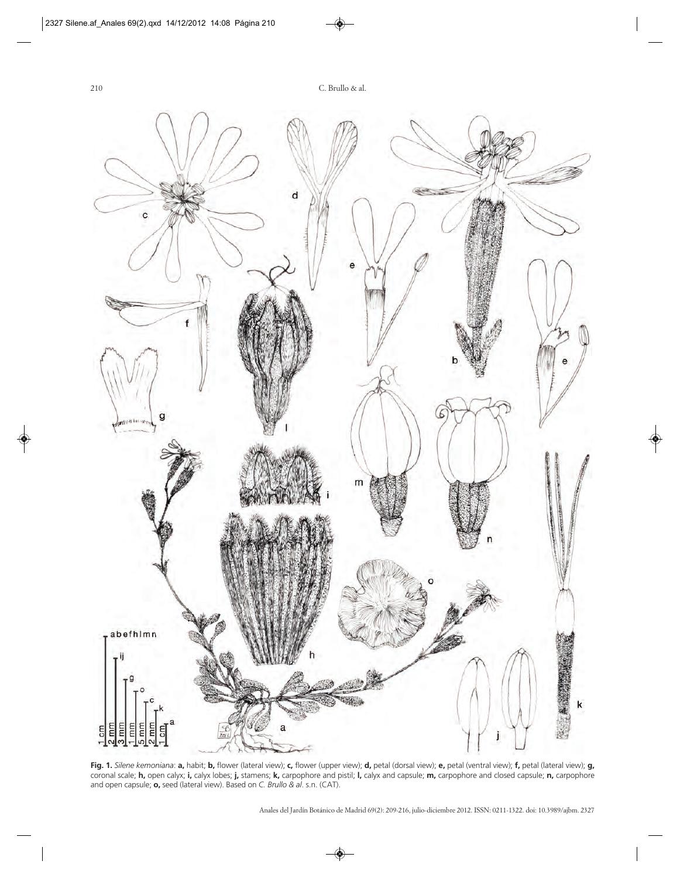**Fig. 1.** *Silene kemoniana*: **a,** habit; **b,** flower (lateral view); **c,** flower (upper view); **d,** petal (dorsal view); **e,** petal (ventral view); **f,** petal (lateral view); **g,** coronal scale; **h,** open calyx; **i,** calyx lobes; **j,** stamens; **k,** carpophore and pistil; **l,** calyx and capsule; **m,** carpophore and closed capsule; **n,** carpophore and open capsule; **o,** seed (lateral view). Based on *C. Brullo & al*. s.n. (CAT).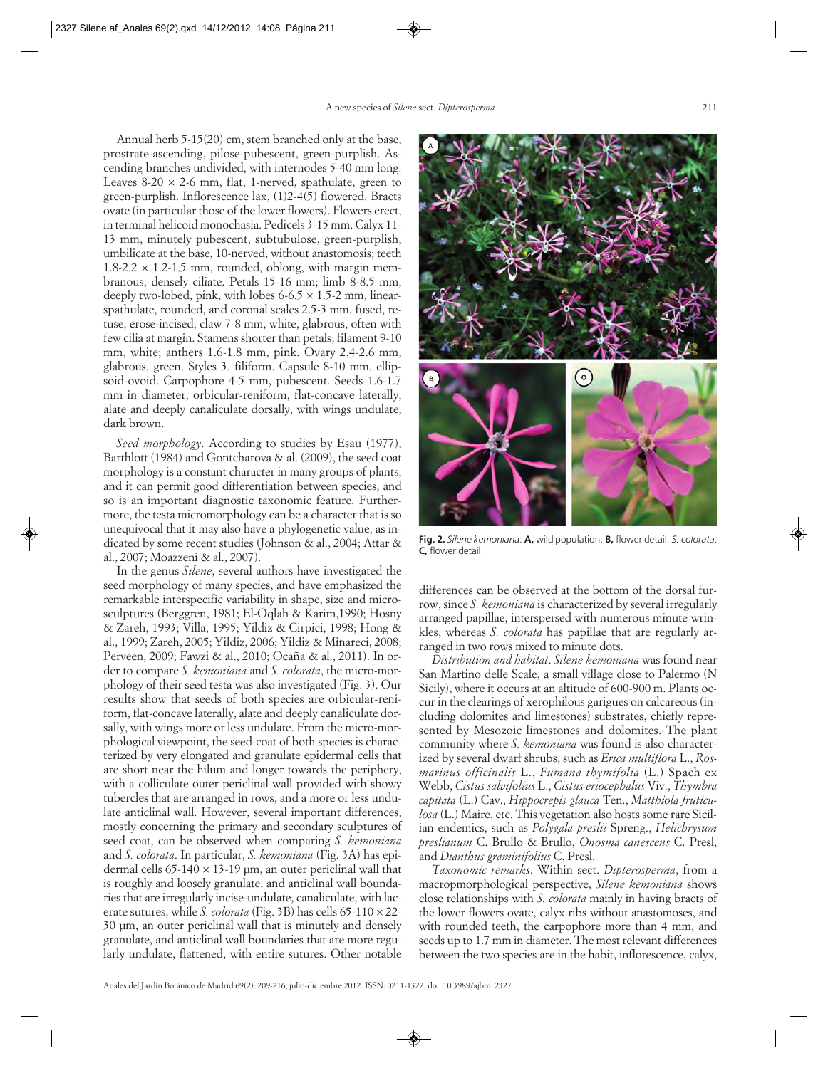Annual herb 5-15(20) cm, stem branched only at the base, prostrate-ascending, pilose-pubescent, green-purplish. Ascending branches undivided, with internodes 5-40 mm long. Leaves 8-20 × 2-6 mm, flat, 1-nerved, spathulate, green to green-purplish. Inflorescence lax, (1)2-4(5) flowered. Bracts ovate (in particular those of the lower flowers). Flowers erect, in terminal helicoid monochasia. Pedicels 3-15 mm. Calyx 11-13 mm, minutely pubescent, subtubulose, green-purplish, umbilicate at the base, 10-nerved, without anastomosis; teeth 1.8-2.2 × 1.2-1.5 mm, rounded, oblong, with margin membranous, densely ciliate. Petals 15-16 mm; limb 8-8.5 mm, deeply two-lobed, pink, with lobes 6-6.5 × 1.5-2 mm, linear-spathulate, rounded, and coronal scales 2.5-3 mm, fused, retuse, erose-incised; claw 7-8 mm, white, glabrous, often with few cilia at margin. Stamens shorter than petals; filament 9-10 mm, white; anthers 1.6-1.8 mm, pink. Ovary 2.4-2.6 mm, glabrous, green. Styles 3, filiform. Capsule 8-10 mm, ellipsoid-ovoid. Carpophore 4-5 mm, pubescent. Seeds 1.6-1.7 mm in diameter, orbicular-reniform, flat-concave laterally, alate and deeply canaliculate dorsally, with wings undulate, dark brown.

*Seed morphology*. According to studies by Esau (1977), Barthlott (1984) and Gontcharova & al. (2009), the seed coat morphology is a constant character in many groups of plants, and it can permit good differentiation between species, and so is an important diagnostic taxonomic feature. Furthermore, the testa micromorphology can be a character that is so unequivocal that it may also have a phylogenetic value, as indicated by some recent studies (Johnson & al., 2004; Attar & al., 2007; Moazzeni & al., 2007).

In the genus *Silene*, several authors have investigated the seed morphology of many species, and have emphasized the remarkable interspecific variability in shape, size and microsculptures (Berggren, 1981; El-Oqlah & Karim,1990; Hosny & Zareh, 1993; Villa, 1995; Yildiz & Cirpici, 1998; Hong & al., 1999; Zareh, 2005; Yildiz, 2006; Yildiz & Minareci, 2008; Perveen, 2009; Fawzi & al., 2010; Ocaña & al., 2011). In order to compare *S. kemoniana* and *S. colorata*, the micro-morphology of their seed testa was also investigated (Fig. 3). Our results show that seeds of both species are orbicular-reniform, flat-concave laterally, alate and deeply canaliculate dorsally, with wings more or less undulate. From the micro-morphological viewpoint, the seed-coat of both species is characterized by very elongated and granulate epidermal cells that are short near the hilum and longer towards the periphery, with a colliculate outer periclinal wall provided with showy tubercles that are arranged in rows, and a more or less undulate anticlinal wall. However, several important differences, mostly concerning the primary and secondary sculptures of seed coat, can be observed when comparing *S. kemoniana* and *S. colorata*. In particular, *S. kemoniana* (Fig. 3A) has epidermal cells 65-140 × 13-19 µm, an outer periclinal wall that is roughly and loosely granulate, and anticlinal wall boundaries that are irregularly incise-undulate, canaliculate, with lacerate sutures, while *S. colorata* (Fig. 3B) has cells 65-110 × 22-30 µm, an outer periclinal wall that is minutely and densely granulate, and anticlinal wall boundaries that are more regularly undulate, flattened, with entire sutures. Other notable differences can be observed at the bottom of the dorsal furrow, since *S. kemoniana* is characterized by several irregularly arranged papillae, interspersed with numerous minute wrinkles, whereas *S. colorata* has papillae that are regularly arranged in two rows mixed to minute dots.

**Fig. 2.** *Silene kemoniana*: **A,** wild population; **B,** flower detail. *S. colorata*: **C,** flower detail.

*Distribution and habitat*. *Silene kemoniana* was found near San Martino delle Scale, a small village close to Palermo (N Sicily), where it occurs at an altitude of 600-900 m. Plants occur in the clearings of xerophilous garigues on calcareous (including dolomites and limestones) substrates, chiefly represented by Mesozoic limestones and dolomites. The plant community where *S. kemoniana* was found is also characterized by several dwarf shrubs, such as *Erica multiflora* L., *Rosmarinus officinalis* L., *Fumana thymifolia* (L.) Spach ex Webb, *Cistus salvifolius* L., *Cistus eriocephalus* Viv., *Thymbra capitata* (L.) Cav., *Hippocrepis glauca* Ten., *Matthiola fruticulosa* (L.) Maire, etc. This vegetation also hosts some rare Sicilian endemics, such as *Polygala preslii* Spreng., *Helichrysum preslianum* C. Brullo & Brullo, *Onosma canescens* C. Presl, and *Dianthus graminifolius* C. Presl.

*Taxonomic remarks*. Within sect. *Dipterosperma*, from a macropmorphological perspective, *Silene kemoniana* shows close relationships with *S. colorata* mainly in having bracts of the lower flowers ovate, calyx ribs without anastomoses, and with rounded teeth, the carpophore more than 4 mm, and seeds up to 1.7 mm in diameter. The most relevant differences between the two species are in the habit, inflorescence, calyx,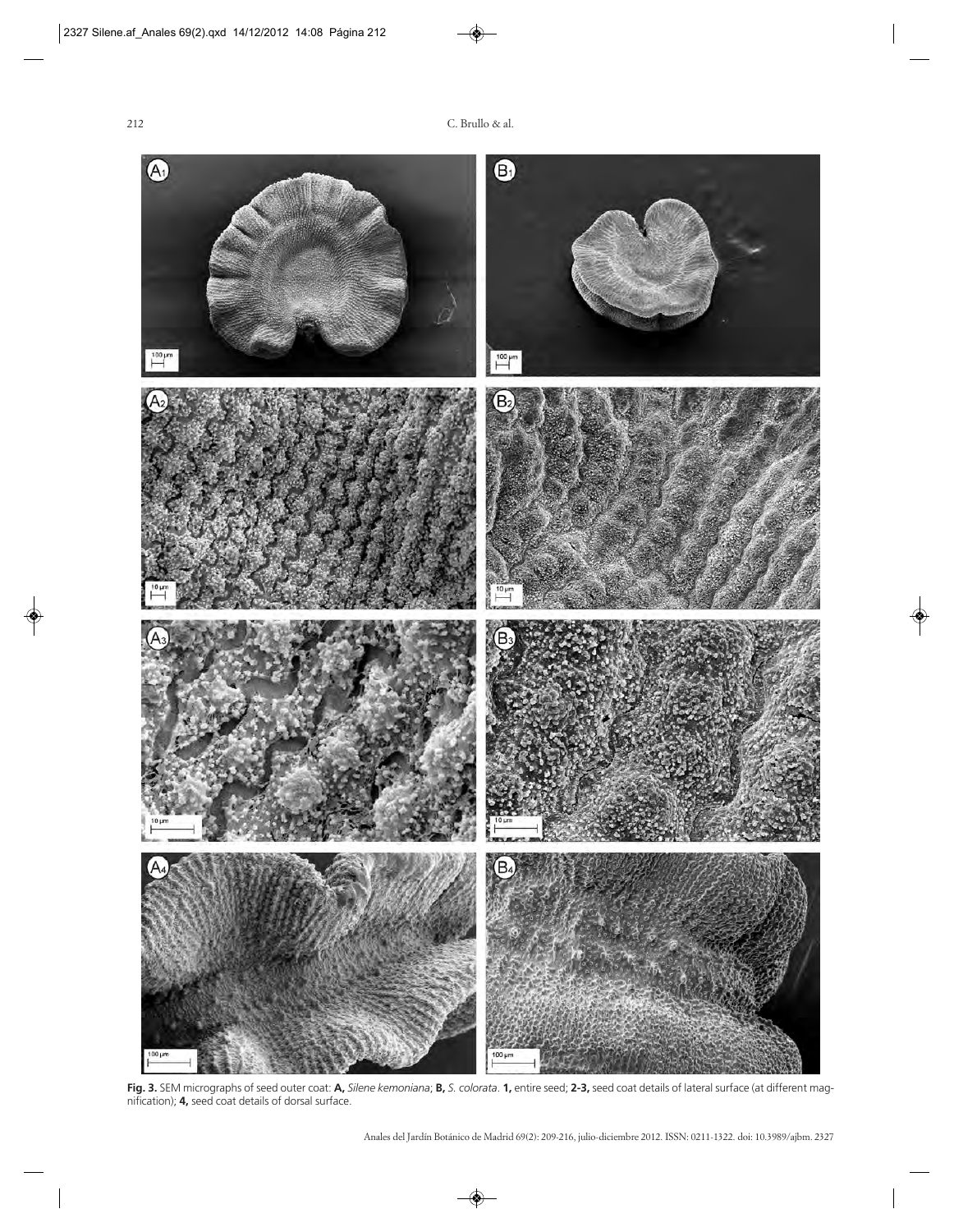**Fig. 3.** SEM micrographs of seed outer coat: **A,** *Silene kemoniana*; **B,** *S. colorata*. **1,** entire seed; **2-3,** seed coat details of lateral surface (at different magnification); **4,** seed coat details of dorsal surface.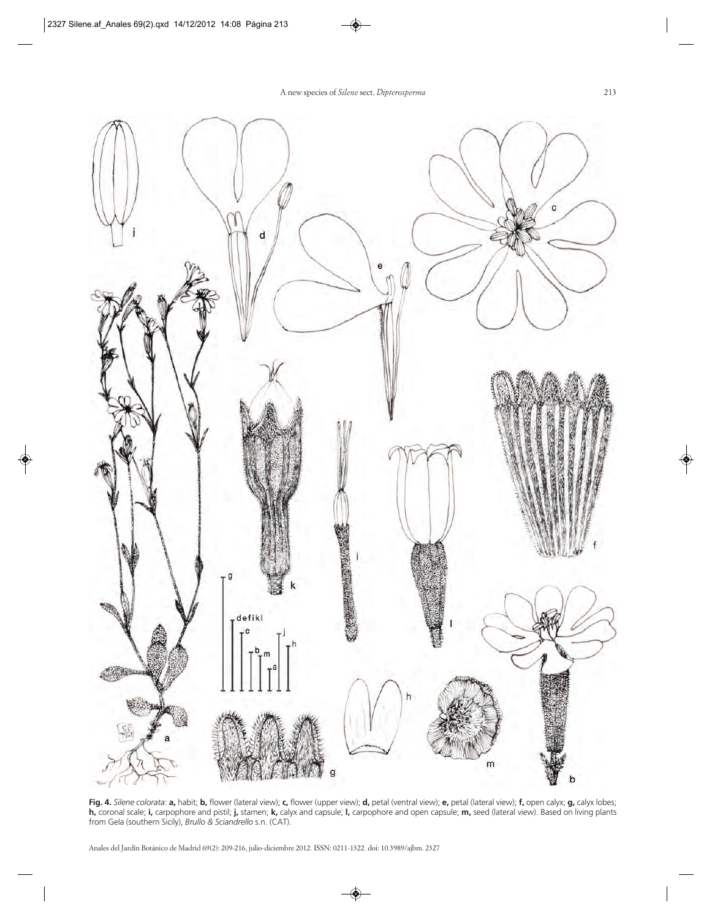**Fig. 4.** *Silene colorata*: **a,** habit; **b,** flower (lateral view); **c,** flower (upper view); **d,** petal (ventral view); **e,** petal (lateral view); **f,** open calyx; **g,** calyx lobes; **h,** coronal scale; **i,** carpophore and pistil; **j,** stamen; **k,** calyx and capsule; **l,** carpophore and open capsule; **m,** seed (lateral view). Based on living plants from Gela (southern Sicily), *Brullo & Sciandrello* s.n. (CAT).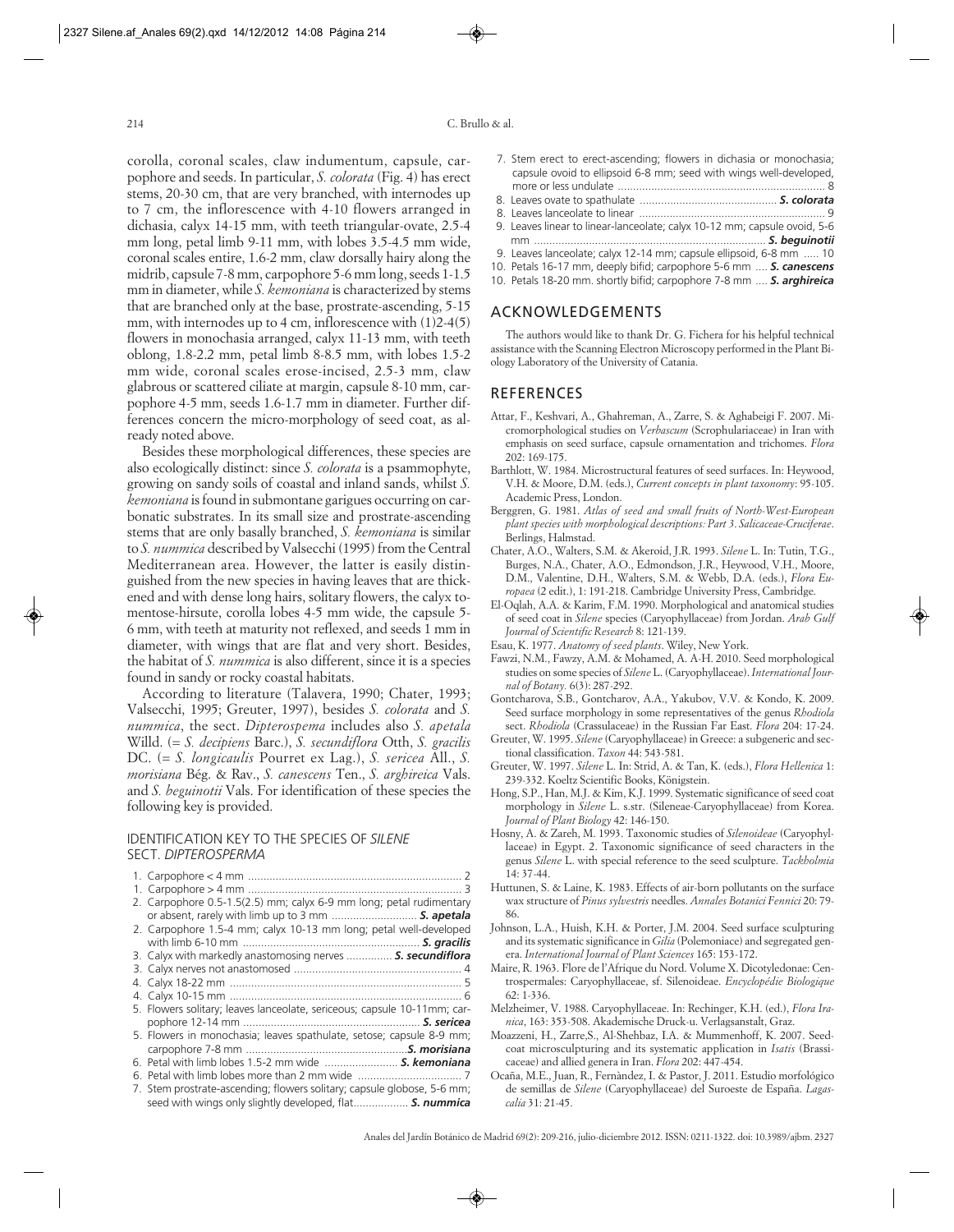corolla, coronal scales, claw indumentum, capsule, carpophore and seeds. In particular, *S. colorata* (Fig. 4) has erect stems, 20-30 cm, that are very branched, with internodes up to 7 cm, the inflorescence with 4-10 flowers arranged in dichasia, calyx 14-15 mm, with teeth triangular-ovate, 2.5-4 mm long, petal limb 9-11 mm, with lobes 3.5-4.5 mm wide, coronal scales entire, 1.6-2 mm, claw dorsally hairy along the midrib, capsule 7-8 mm, carpophore 5-6 mm long, seeds 1-1.5 mm in diameter, while *S. kemoniana* is characterized by stems that are branched only at the base, prostrate-ascending, 5-15 mm, with internodes up to 4 cm, inflorescence with (1)2-4(5) flowers in monochasia arranged, calyx 11-13 mm, with teeth oblong, 1.8-2.2 mm, petal limb 8-8.5 mm, with lobes 1.5-2 mm wide, coronal scales erose-incised, 2.5-3 mm, claw glabrous or scattered ciliate at margin, capsule 8-10 mm, carpophore 4-5 mm, seeds 1.6-1.7 mm in diameter. Further differences concern the micro-morphology of seed coat, as already noted above.

Besides these morphological differences, these species are also ecologically distinct: since *S. colorata* is a psammophyte, growing on sandy soils of coastal and inland sands, whilst *S. kemoniana* is found in submontane garigues occurring on carbonatic substrates. In its small size and prostrate-ascending stems that are only basally branched, *S. kemoniana* is similar to *S. nummica* described by Valsecchi (1995) from the Central Mediterranean area. However, the latter is easily distinguished from the new species in having leaves that are thickened and with dense long hairs, solitary flowers, the calyx tomentose-hirsute, corolla lobes 4-5 mm wide, the capsule 5-6 mm, with teeth at maturity not reflexed, and seeds 1 mm in diameter, with wings that are flat and very short. Besides, the habitat of *S. nummica* is also different, since it is a species found in sandy or rocky coastal habitats.

According to literature (Talavera, 1990; Chater, 1993; Valsecchi, 1995; Greuter, 1997), besides *S. colorata* and *S. nummica*, the sect. *Dipterospema* includes also *S. apetala* Willd. (= *S. decipiens* Barc.), *S. secundiflora* Otth, *S. gracilis* DC. (= *S. longicaulis* Pourret ex Lag.), *S. sericea* All., *S. morisiana* Bég. & Rav., *S. canescens* Ten., *S. arghireica* Vals. and *S. beguinotii* Vals. For identification of these species the following key is provided.

### IDENTIFICATION KEY TO THE SPECIES OF *SILENE* SECT. *DIPTEROSPERMA*

1. Carpophore < 4 mm ..................................................................... 2
1. Carpophore > 4 mm ..................................................................... 3
2. Carpophore 0.5-1.5(2.5) mm; calyx 6-9 mm long; petal rudimentary or absent, rarely with limb up to 3 mm ............................ ***S. apetala***
2. Carpophore 1.5-4 mm; calyx 10-13 mm long; petal well-developed with limb 6-10 mm ........................................................... ***S. gracilis***
3. Calyx with markedly anastomosing nerves ............... ***S. secundiflora***
3. Calyx nerves not anastomosed ...................................................... 4
4. Calyx 18-22 mm ........................................................................... 5
4. Calyx 10-15 mm ........................................................................... 6
5. Flowers solitary; leaves lanceolate, sericeous; capsule 10-11mm; carpophore 12-14 mm ......................................................... ***S. sericea***
5. Flowers in monochasia; leaves spathulate, setose; capsule 8-9 mm; carpophore 7-8 mm ....................................................***S. morisiana***
6. Petal with limb lobes 1.5-2 mm wide ........................ ***S. kemoniana***
6. Petal with limb lobes more than 2 mm wide .................................. 7
7. Stem prostrate-ascending; flowers solitary; capsule globose, 5-6 mm; seed with wings only slightly developed, flat.................. ***S. nummica***
7. Stem erect to erect-ascending; flowers in dichasia or monochasia; capsule ovoid to ellipsoid 6-8 mm; seed with wings well-developed, more or less undulate .................................................................... 8
8. Leaves ovate to spathulate ............................................ ***S. colorata***
8. Leaves lanceolate to linear ............................................................. 9
9. Leaves linear to linear-lanceolate; calyx 10-12 mm; capsule ovoid, 5-6 mm ........................................................................... ***S. beguinotii***
9. Leaves lanceolate; calyx 12-14 mm; capsule ellipsoid, 6-8 mm ..... 10
10. Petals 16-17 mm, deeply bifid; carpophore 5-6 mm .... ***S. canescens***
10. Petals 18-20 mm. shortly bifid; carpophore 7-8 mm .... ***S. arghireica***

## ACKNOWLEDGEMENTS

The authors would like to thank Dr. G. Fichera for his helpful technical assistance with the Scanning Electron Microscopy performed in the Plant Biology Laboratory of the University of Catania.

## REFERENCES

Attar, F., Keshvari, A., Ghahreman, A., Zarre, S. & Aghabeigi F. 2007. Micromorphological studies on *Verbascum* (Scrophulariaceae) in Iran with emphasis on seed surface, capsule ornamentation and trichomes. *Flora* 202: 169-175.

Barthlott, W. 1984. Microstructural features of seed surfaces. In: Heywood, V.H. & Moore, D.M. (eds.), *Current concepts in plant taxonomy*: 95-105. Academic Press, London.

Berggren, G. 1981. *Atlas of seed and small fruits of North-West-European plant species with morphological descriptions: Part 3. Salicaceae-Cruciferae*. Berlings, Halmstad.

Chater, A.O., Walters, S.M. & Akeroid, J.R. 1993. *Silene* L. In: Tutin, T.G., Burges, N.A., Chater, A.O., Edmondson, J.R., Heywood, V.H., Moore, D.M., Valentine, D.H., Walters, S.M. & Webb, D.A. (eds.), *Flora Europaea* (2 edit.), 1: 191-218. Cambridge University Press, Cambridge.

El-Oqlah, A.A. & Karim, F.M. 1990. Morphological and anatomical studies of seed coat in *Silene* species (Caryophyllaceae) from Jordan. *Arab Gulf Journal of Scientific Research* 8: 121-139.

Esau, K. 1977. *Anatomy of seed plants*. Wiley, New York.

Fawzi, N.M., Fawzy, A.M. & Mohamed, A. A-H. 2010. Seed morphological studies on some species of *Silene* L. (Caryophyllaceae). *International Journal of Botany*. 6(3): 287-292.

Gontcharova, S.B., Gontcharov, A.A., Yakubov, V.V. & Kondo, K. 2009. Seed surface morphology in some representatives of the genus *Rhodiola* sect. *Rhodiola* (Crassulaceae) in the Russian Far East. *Flora* 204: 17-24.

Greuter, W. 1995. *Silene* (Caryophyllaceae) in Greece: a subgeneric and sectional classification. *Taxon* 44: 543-581.

Greuter, W. 1997. *Silene* L. In: Strid, A. & Tan, K. (eds.), *Flora Hellenica* 1: 239-332. Koeltz Scientific Books, Königstein.

Hong, S.P., Han, M.J. & Kim, K.J. 1999. Systematic significance of seed coat morphology in *Silene* L. s.str. (Sileneae-Caryophyllaceae) from Korea. *Journal of Plant Biology* 42: 146-150.

Hosny, A. & Zareh, M. 1993. Taxonomic studies of *Silenoideae* (Caryophyllaceae) in Egypt. 2. Taxonomic significance of seed characters in the genus *Silene* L. with special reference to the seed sculpture. *Tackholmia* 14: 37-44.

Huttunen, S. & Laine, K. 1983. Effects of air-born pollutants on the surface wax structure of *Pinus sylvestris* needles. *Annales Botanici Fennici* 20: 79-86.

Johnson, L.A., Huish, K.H. & Porter, J.M. 2004. Seed surface sculpturing and its systematic significance in *Gilia* (Polemoniace) and segregated genera. *International Journal of Plant Sciences* 165: 153-172.

Maire, R. 1963. Flore de l'Afrique du Nord. Volume X. Dicotyledonae: Centrospermales: Caryophyllaceae, sf. Silenoideae. *Encyclopédie Biologique* 62: 1-336.

Melzheimer, V. 1988. Caryophyllaceae. In: Rechinger, K.H. (ed.), *Flora Iranica*, 163: 353-508. Akademische Druck-u. Verlagsanstalt, Graz.

Moazzeni, H., Zarre,S., Al-Shehbaz, I.A. & Mummenhoff, K. 2007. Seedcoat microsculpturing and its systematic application in *Isatis* (Brassicaceae) and allied genera in Iran. *Flora* 202: 447-454.

Ocaña, M.E., Juan, R., Fernàndez, I. & Pastor, J. 2011. Estudio morfológico de semillas de *Silene* (Caryophyllaceae) del Suroeste de España. *Lagascalia* 31: 21-45.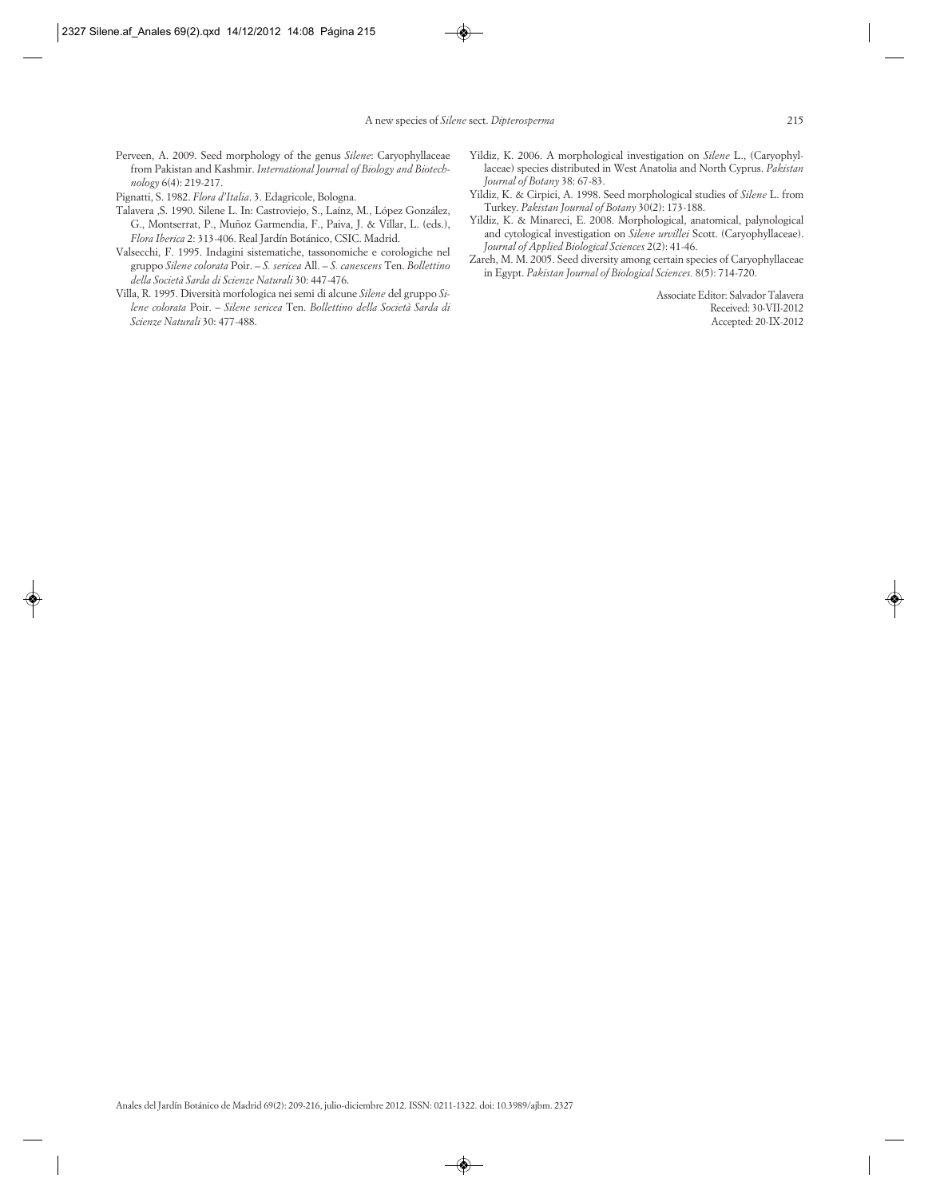Perveen, A. 2009. Seed morphology of the genus *Silene*: Caryophyllaceae from Pakistan and Kashmir. *International Journal of Biology and Biotechnology* 6(4): 219-217.

Pignatti, S. 1982. *Flora d'Italia*. 3. Edagricole, Bologna.

Talavera ,S. 1990. Silene L. In: Castroviejo, S., Laínz, M., López González, G., Montserrat, P., Muñoz Garmendia, F., Paiva, J. & Villar, L. (eds.), *Flora Iberica* 2: 313-406. Real Jardín Botánico, CSIC. Madrid.

Valsecchi, F. 1995. Indagini sistematiche, tassonomiche e corologiche nel gruppo *Silene colorata* Poir. – *S. sericea* All. – *S. canescens* Ten. *Bollettino della Società Sarda di Scienze Naturali* 30: 447-476.

Villa, R. 1995. Diversità morfologica nei semi di alcune *Silene* del gruppo *Silene colorata* Poir. – *Silene sericea* Ten. *Bollettino della Società Sarda di Scienze Naturali* 30: 477-488.

Yildiz, K. 2006. A morphological investigation on *Silene* L., (Caryophyllaceae) species distributed in West Anatolia and North Cyprus. *Pakistan Journal of Botany* 38: 67-83.

Yildiz, K. & Cirpici, A. 1998. Seed morphological studies of *Silene* L. from Turkey. *Pakistan Journal of Botany* 30(2): 173-188.

Yildiz, K. & Minareci, E. 2008. Morphological, anatomical, palynological and cytological investigation on *Silene urvillei* Scott. (Caryophyllaceae). *Journal of Applied Biological Sciences* 2(2): 41-46.

Zareh, M. M. 2005. Seed diversity among certain species of Caryophyllaceae in Egypt. *Pakistan Journal of Biological Sciences.* 8(5): 714-720.

Associate Editor: Salvador Talavera
Received: 30-VII-2012
Accepted: 20-IX-2012